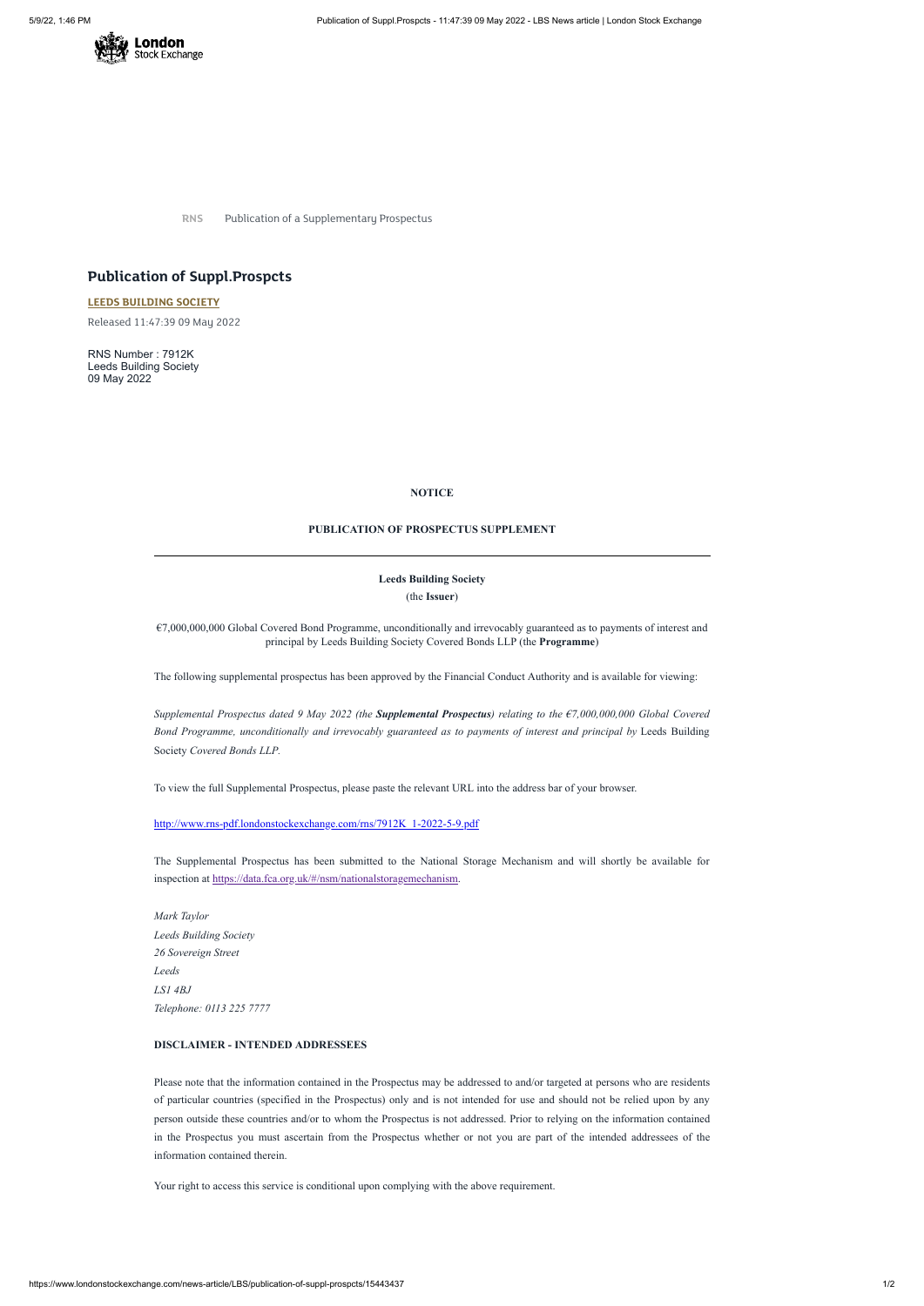RNS Publication of a Supplementary Prospectus

# Publication of Suppl.Prospcts

**LEEDS BUILDING SOCIETY**

Released 11:47:39 09 May 2022

RNS Number : 7912K
Leeds Building Society
09 May 2022

**NOTICE**

**PUBLICATION OF PROSPECTUS SUPPLEMENT**

---

**Leeds Building Society**
(the **Issuer**)

€7,000,000,000 Global Covered Bond Programme, unconditionally and irrevocably guaranteed as to payments of interest and principal by Leeds Building Society Covered Bonds LLP (the **Programme**)

The following supplemental prospectus has been approved by the Financial Conduct Authority and is available for viewing:

*Supplemental Prospectus dated 9 May 2022 (the* ***Supplemental Prospectus****) relating to the €7,000,000,000 Global Covered Bond Programme, unconditionally and irrevocably guaranteed as to payments of interest and principal by* Leeds Building Society *Covered Bonds LLP.*

To view the full Supplemental Prospectus, please paste the relevant URL into the address bar of your browser.

http://www.rns-pdf.londonstockexchange.com/rns/7912K_1-2022-5-9.pdf

The Supplemental Prospectus has been submitted to the National Storage Mechanism and will shortly be available for inspection at https://data.fca.org.uk/#/nsm/nationalstoragemechanism.

*Mark Taylor*
*Leeds Building Society*
*26 Sovereign Street*
*Leeds*
*LS1 4BJ*
*Telephone: 0113 225 7777*

**DISCLAIMER - INTENDED ADDRESSEES**

Please note that the information contained in the Prospectus may be addressed to and/or targeted at persons who are residents of particular countries (specified in the Prospectus) only and is not intended for use and should not be relied upon by any person outside these countries and/or to whom the Prospectus is not addressed. Prior to relying on the information contained in the Prospectus you must ascertain from the Prospectus whether or not you are part of the intended addressees of the information contained therein.

Your right to access this service is conditional upon complying with the above requirement.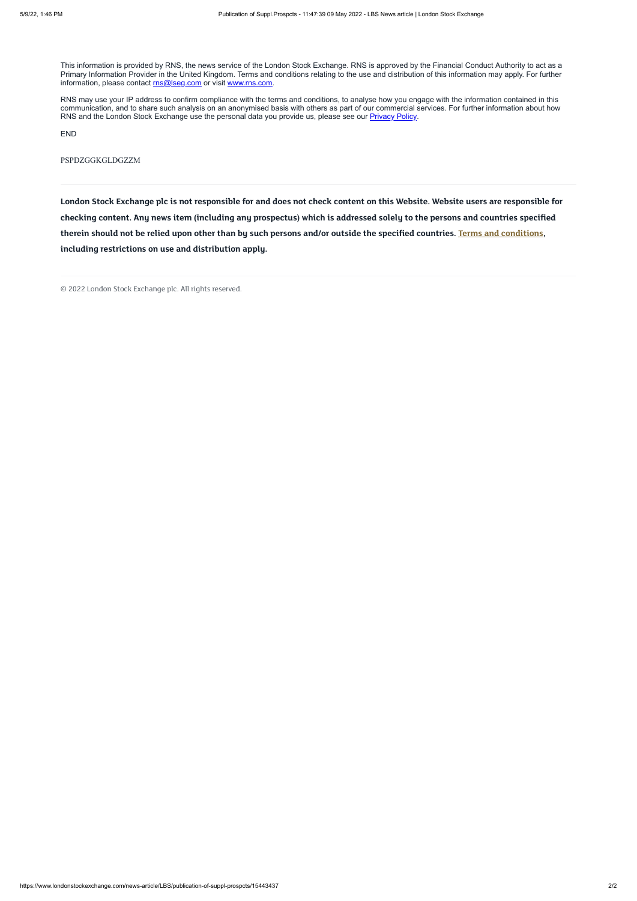This information is provided by RNS, the news service of the London Stock Exchange. RNS is approved by the Financial Conduct Authority to act as a Primary Information Provider in the United Kingdom. Terms and conditions relating to the use and distribution of this information may apply. For further information, please contact rns@lseg.com or visit www.rns.com.

RNS may use your IP address to confirm compliance with the terms and conditions, to analyse how you engage with the information contained in this communication, and to share such analysis on an anonymised basis with others as part of our commercial services. For further information about how RNS and the London Stock Exchange use the personal data you provide us, please see our Privacy Policy.

END

PSPDZGGKGLDGZZM

---

**London Stock Exchange plc is not responsible for and does not check content on this Website. Website users are responsible for checking content. Any news item (including any prospectus) which is addressed solely to the persons and countries specified therein should not be relied upon other than by such persons and/or outside the specified countries. Terms and conditions, including restrictions on use and distribution apply.**

---

© 2022 London Stock Exchange plc. All rights reserved.